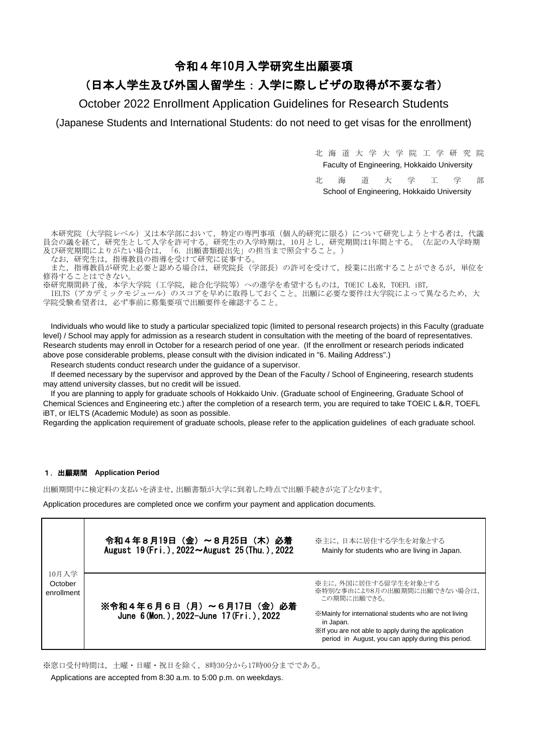# 令和４年10月入学研究生出願要項

# （日本人学生及び外国人留学生：入学に際しビザの取得が不要な者）

## October 2022 Enrollment Application Guidelines for Research Students

### (Japanese Students and International Students: do not need to get visas for the enrollment)

北海道大学大学院工学研究院
Faculty of Engineering, Hokkaido University

北海道大学工学部
School of Engineering, Hokkaido University

本研究院（大学院レベル）又は本学部において，特定の専門事項（個人的研究に限る）について研究しようとする者は，代議員会の議を経て，研究生として入学を許可する。研究生の入学時期は，10月とし，研究期間は1年間とする。（左記の入学時期及び研究期間によりがたい場合は，「6．出願書類提出先」の担当まで照会すること。）

なお，研究生は，指導教員の指導を受けて研究に従事する。

また，指導教員が研究上必要と認める場合は，研究院長（学部長）の許可を受けて，授業に出席することができるが，単位を修得することはできない。

※研究期間終了後，本学大学院（工学院，総合化学院等）への進学を希望するものは，TOEIC L&R，TOEFL iBT，IELTS（アカデミックモジュール）のスコアを早めに取得しておくこと。出願に必要な要件は大学院によって異なるため，大学院受験希望者は，必ず事前に募集要項で出願要件を確認すること。

Individuals who would like to study a particular specialized topic (limited to personal research projects) in this Faculty (graduate level) / School may apply for admission as a research student in consultation with the meeting of the board of representatives. Research students may enroll in October for a research period of one year. (If the enrollment or research periods indicated above pose considerable problems, please consult with the division indicated in "6. Mailing Address".)

Research students conduct research under the guidance of a supervisor.

If deemed necessary by the supervisor and approved by the Dean of the Faculty / School of Engineering, research students may attend university classes, but no credit will be issued.

If you are planning to apply for graduate schools of Hokkaido Univ. (Graduate school of Engineering, Graduate School of Chemical Sciences and Engineering etc.) after the completion of a research term, you are required to take TOEIC L&R, TOEFL iBT, or IELTS (Academic Module) as soon as possible.

Regarding the application requirement of graduate schools, please refer to the application guidelines of each graduate school.

#### １．出願期間 Application Period

出願期間中に検定料の支払いを済ませ，出願書類が大学に到着した時点で出願手続きが完了となります。

Application procedures are completed once we confirm your payment and application documents.

| | | |
|---|---|---|
| 10月入学<br>October enrollment | **令和４年８月19日（金）～８月25日（木）必着**<br>**August 19(Fri.),2022～August 25(Thu.),2022** | ※主に，日本に居住する学生を対象とする<br>Mainly for students who are living in Japan. |
| | **※令和４年６月６日（月）～６月17日（金）必着**<br>**June 6(Mon.),2022-June 17(Fri.),2022** | ※主に，外国に居住する留学生を対象とする<br>※特別な事由により8月の出願期間に出願できない場合は，この期間に出願できる。<br>※Mainly for international students who are not living in Japan.<br>※If you are not able to apply during the application period in August, you can apply during this period. |

※窓口受付時間は，土曜・日曜・祝日を除く，8時30分から17時00分までである。

Applications are accepted from 8:30 a.m. to 5:00 p.m. on weekdays.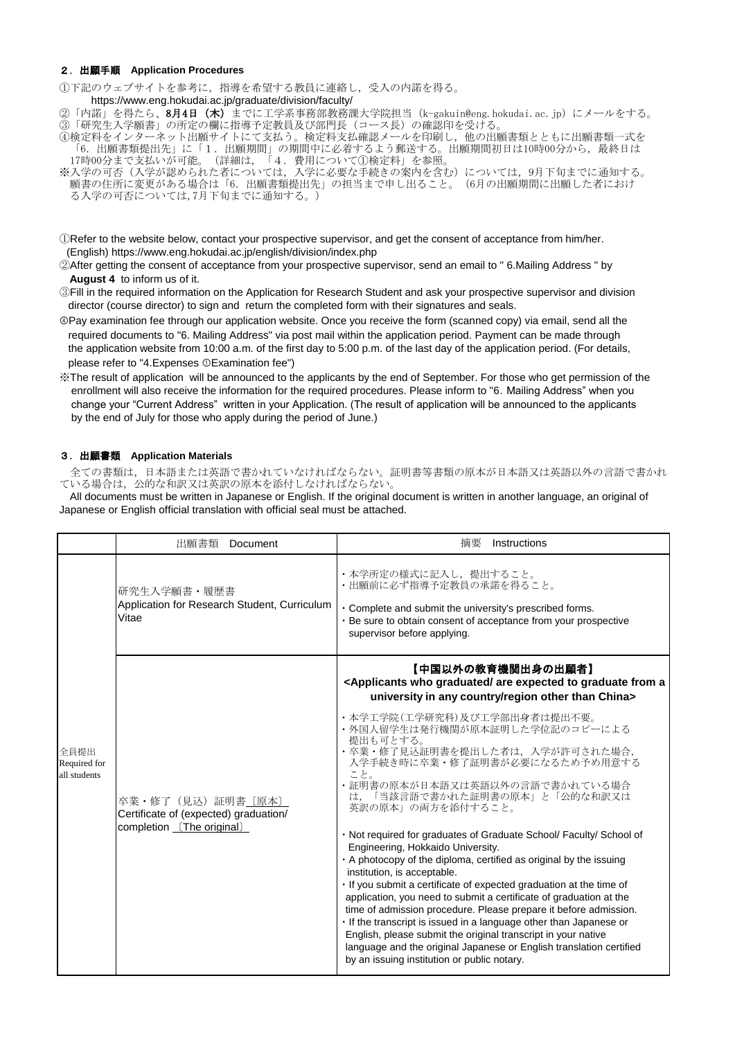### ２．出願手順　Application Procedures

①下記のウェブサイトを参考に，指導を希望する教員に連絡し，受入の内諾を得る。
https://www.eng.hokudai.ac.jp/graduate/division/faculty/

②「内諾」を得たら、**8月4日（木）**までに工学系事務部教務課大学院担当（k-gakuin@eng.hokudai.ac.jp）にメールをする。

③「研究生入学願書」の所定の欄に指導予定教員及び部門長（コース長）の確認印を受ける。

④検定料をインターネット出願サイトにて支払う。検定料支払確認メールを印刷し，他の出願書類とともに出願書類一式を「6．出願書類提出先」に「１．出願期間」の期間中に必着するよう郵送する。出願期間初日は10時00分から，最終日は17時00分まで支払いが可能。（詳細は，「４．費用について①検定料」を参照。

※入学の可否（入学が認められた者については，入学に必要な手続きの案内を含む）については，9月下旬までに通知する。願書の住所に変更がある場合は「6．出願書類提出先」の担当まで申し出ること。（6月の出願期間に出願した者における入学の可否については,7月下旬までに通知する。）

①Refer to the website below, contact your prospective supervisor, and get the consent of acceptance from him/her.
(English) https://www.eng.hokudai.ac.jp/english/division/index.php

②After getting the consent of acceptance from your prospective supervisor, send an email to " 6.Mailing Address " by **August 4** to inform us of it.

③Fill in the required information on the Application for Research Student and ask your prospective supervisor and division director (course director) to sign and return the completed form with their signatures and seals.

④Pay examination fee through our application website. Once you receive the form (scanned copy) via email, send all the required documents to "6. Mailing Address" via post mail within the application period. Payment can be made through the application website from 10:00 a.m. of the first day to 5:00 p.m. of the last day of the application period. (For details, please refer to "4.Expenses ①Examination fee")

※The result of application will be announced to the applicants by the end of September. For those who get permission of the enrollment will also receive the information for the required procedures. Please inform to "6. Mailing Address" when you change your "Current Address" written in your Application. (The result of application will be announced to the applicants by the end of July for those who apply during the period of June.)

### ３．出願書類　Application Materials

全ての書類は，日本語または英語で書かれていなければならない。証明書等書類の原本が日本語又は英語以外の言語で書かれている場合は，公的な和訳又は英訳の原本を添付しなければならない。

All documents must be written in Japanese or English. If the original document is written in another language, an original of Japanese or English official translation with official seal must be attached.

| | 出願書類　Document | 摘要　Instructions |
|---|---|---|
| 全員提出<br>Required for all students | 研究生入学願書・履歴書<br>Application for Research Student, Curriculum Vitae | ・本学所定の様式に記入し，提出すること。<br>・出願前に必ず指導予定教員の承諾を得ること。<br><br>・Complete and submit the university's prescribed forms.<br>・Be sure to obtain consent of acceptance from your prospective supervisor before applying. |
| | 卒業・修了（見込）証明書〔原本〕<br>Certificate of (expected) graduation/ completion 〔The original〕 | **【中国以外の教育機関出身の出願者】**<br>**<Applicants who graduated/ are expected to graduate from a university in any country/region other than China>**<br><br>・本学工学院(工学研究科)及び工学部出身者は提出不要。<br>・外国人留学生は発行機関が原本証明した学位記のコピーによる提出も可とする。<br>・卒業・修了見込証明書を提出した者は，入学が許可された場合，入学手続き時に卒業・修了証明書が必要になるため予め用意すること。<br>・証明書の原本が日本語又は英語以外の言語で書かれている場合は，「当該言語で書かれた証明書の原本」と「公的な和訳又は英訳の原本」の両方を添付すること。<br><br>・Not required for graduates of Graduate School/ Faculty/ School of Engineering, Hokkaido University.<br>・A photocopy of the diploma, certified as original by the issuing institution, is acceptable.<br>・If you submit a certificate of expected graduation at the time of application, you need to submit a certificate of graduation at the time of admission procedure. Please prepare it before admission.<br>・If the transcript is issued in a language other than Japanese or English, please submit the original transcript in your native language and the original Japanese or English translation certified by an issuing institution or public notary. |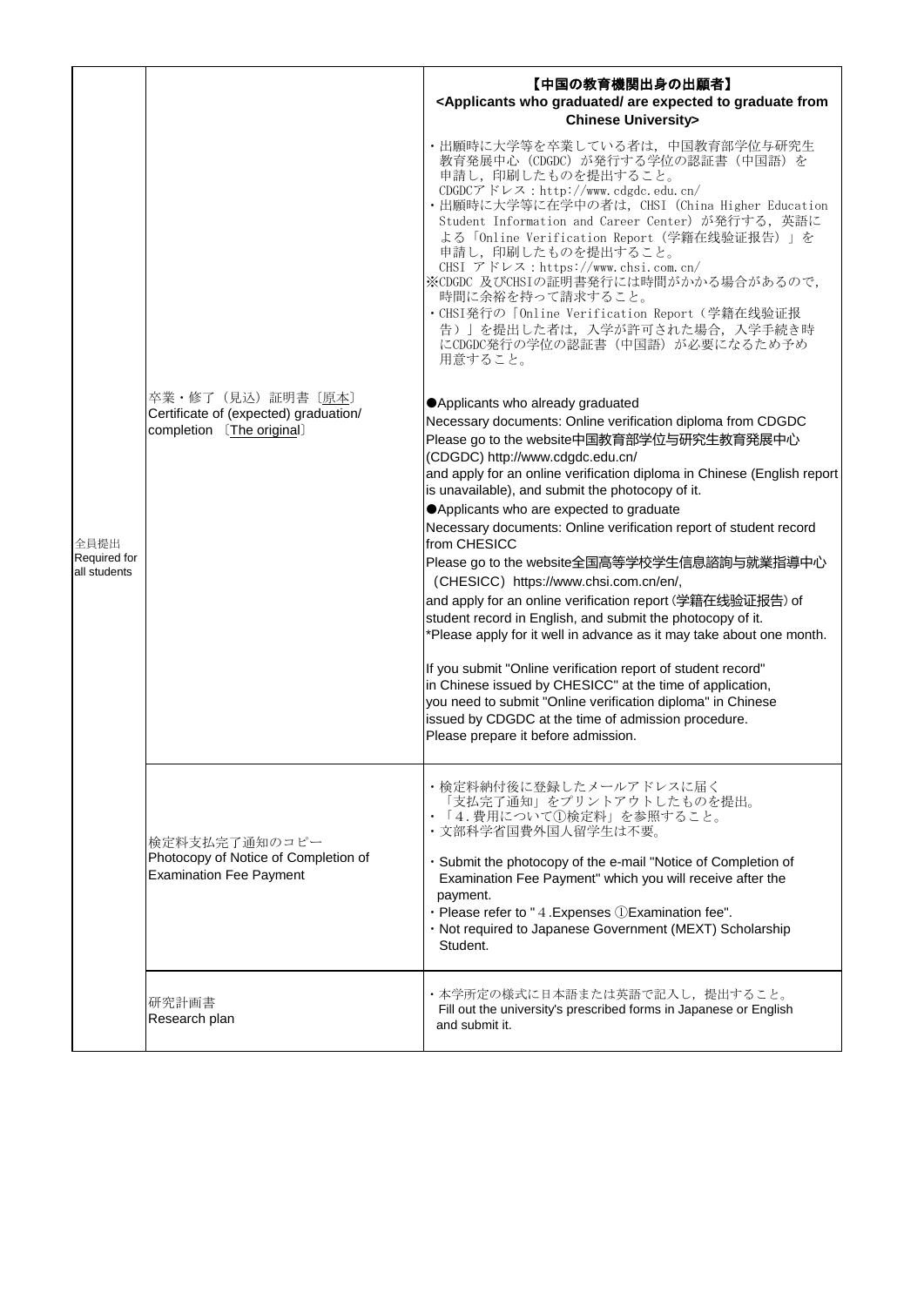| | | |
|---|---|---|
| 全員提出<br>Required for all students | 卒業・修了（見込）証明書〔原本〕<br>Certificate of (expected) graduation/ completion 〔The original〕 | **【中国の教育機関出身の出願者】**<br>**<Applicants who graduated/ are expected to graduate from Chinese University>**<br>・出願時に大学等を卒業している者は，中国教育部学位与研究生教育発展中心（CDGDC）が発行する学位の認証書（中国語）を申請し，印刷したものを提出すること。<br>CDGDCアドレス：http://www.cdgdc.edu.cn/<br>・出願時に大学等に在学中の者は，CHSI（China Higher Education Student Information and Career Center）が発行する，英語による「Online Verification Report（学籍在线验证报告）」を申請し，印刷したものを提出すること。<br>CHSI アドレス：https://www.chsi.com.cn/<br>※CDGDC 及びCHSIの証明書発行には時間がかかる場合があるので，時間に余裕を持って請求すること。<br>・CHSI発行の「Online Verification Report（学籍在线验证报告）」を提出した者は，入学が許可された場合，入学手続き時にCDGDC発行の学位の認証書（中国語）が必要になるため予め用意すること。<br><br>●Applicants who already graduated<br>Necessary documents: Online verification diploma from CDGDC<br>Please go to the website中国教育部学位与研究生教育発展中心(CDGDC) http://www.cdgdc.edu.cn/<br>and apply for an online verification diploma in Chinese (English report is unavailable), and submit the photocopy of it.<br>●Applicants who are expected to graduate<br>Necessary documents: Online verification report of student record from CHESICC<br>Please go to the website全国高等学校学生信息諮詢与就業指導中心（CHESICC）https://www.chsi.com.cn/en/,<br>and apply for an online verification report (学籍在线验证报告) of student record in English, and submit the photocopy of it.<br>*Please apply for it well in advance as it may take about one month.<br><br>If you submit "Online verification report of student record" in Chinese issued by CHESICC" at the time of application, you need to submit "Online verification diploma" in Chinese issued by CDGDC at the time of admission procedure.<br>Please prepare it before admission. |
| | 検定料支払完了通知のコピー<br>Photocopy of Notice of Completion of Examination Fee Payment | ・検定料納付後に登録したメールアドレスに届く「支払完了通知」をプリントアウトしたものを提出。<br>・「４. 費用について①検定料」を参照すること。<br>・文部科学省国費外国人留学生は不要。<br><br>・Submit the photocopy of the e-mail "Notice of Completion of Examination Fee Payment" which you will receive after the payment.<br>・Please refer to "４.Expenses ①Examination fee".<br>・Not required to Japanese Government (MEXT) Scholarship Student. |
| | 研究計画書<br>Research plan | ・本学所定の様式に日本語または英語で記入し，提出すること。<br>Fill out the university's prescribed forms in Japanese or English and submit it. |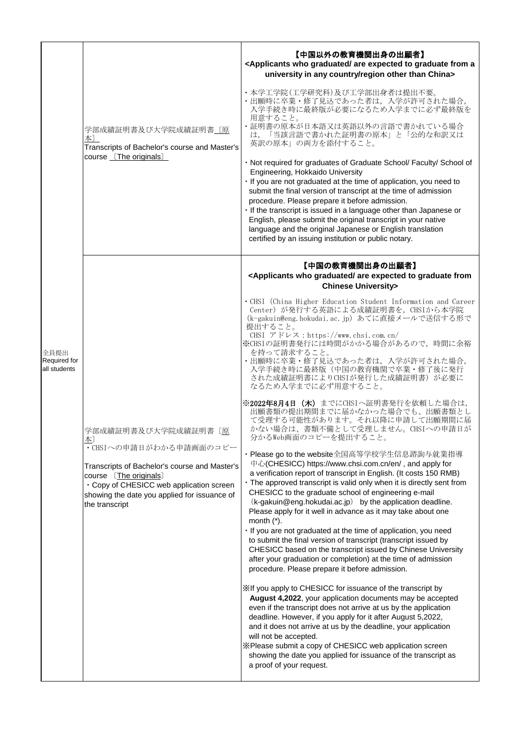| | | |
|---|---|---|
| 全員提出<br>Required for all students | 学部成績証明書及び大学院成績証明書〔原本〕<br>Transcripts of Bachelor's course and Master's course 〔The originals〕 | **【中国以外の教育機関出身の出願者】**<br>**<Applicants who graduated/ are expected to graduate from a university in any country/region other than China>**<br>・本学工学院(工学研究科)及び工学部出身者は提出不要。<br>・出願時に卒業・修了見込であった者は，入学が許可された場合，入学手続き時に最終版が必要になるため入学までに必ず最終版を用意すること。<br>・証明書の原本が日本語又は英語以外の言語で書かれている場合は，「当該言語で書かれた証明書の原本」と「公的な和訳又は英訳の原本」の両方を添付すること。<br>・Not required for graduates of Graduate School/ Faculty/ School of Engineering, Hokkaido University<br>・If you are not graduated at the time of application, you need to submit the final version of transcript at the time of admission procedure. Please prepare it before admission.<br>・If the transcript is issued in a language other than Japanese or English, please submit the original transcript in your native language and the original Japanese or English translation certified by an issuing institution or public notary. |
| | 学部成績証明書及び大学院成績証明書〔原本〕<br>・CHSIへの申請日がわかる申請画面のコピー<br>Transcripts of Bachelor's course and Master's course 〔The originals〕<br>・Copy of CHESICC web application screen showing the date you applied for issuance of the transcript | **【中国の教育機関出身の出願者】**<br>**<Applicants who graduated/ are expected to graduate from Chinese University>**<br>・CHSI (China Higher Education Student Information and Career Center) が発行する英語による成績証明書を，CHSIから本学院(k-gakuin@eng.hokudai.ac.jp) あてに直接メールで送信する形で提出すること。<br>CHSI アドレス：https://www.chsi.com.cn/<br>※CHSIの証明書発行には時間がかかる場合があるので，時間に余裕を持って請求すること。<br>・出願時に卒業・修了見込であった者は，入学が許可された場合，入学手続き時に最終版（中国の教育機関で卒業・修了後に発行された成績証明書によりCHSIが発行した成績証明書）が必要になるため入学までに必ず用意すること。<br>※**2022年8月4日（木）**までにCHSIへ証明書発行を依頼した場合は，出願書類の提出期間までに届かなかった場合でも、出願書類として受理する可能性があります。それ以降に申請して出願期間に届かない場合は、書類不備として受理しません。CHSIへの申請日が分かるWeb画面のコピーを提出すること。<br>・Please go to the website全国高等学校学生信息諮詢与就業指導中心(CHESICC) https://www.chsi.com.cn/en/ , and apply for a verification report of transcript in English. (It costs 150 RMB)<br>・The approved transcript is valid only when it is directly sent from CHESICC to the graduate school of engineering e-mail (k-gakuin@eng.hokudai.ac.jp) by the application deadline. Please apply for it well in advance as it may take about one month (*).<br>・If you are not graduated at the time of application, you need to submit the final version of transcript (transcript issued by CHESICC based on the transcript issued by Chinese University after your graduation or completion) at the time of admission procedure. Please prepare it before admission.<br>※If you apply to CHESICC for issuance of the transcript by **August 4,2022**, your application documents may be accepted even if the transcript does not arrive at us by the application deadline. However, if you apply for it after August 5,2022, and it does not arrive at us by the deadline, your application will not be accepted.<br>※Please submit a copy of CHESICC web application screen showing the date you applied for issuance of the transcript as a proof of your request. |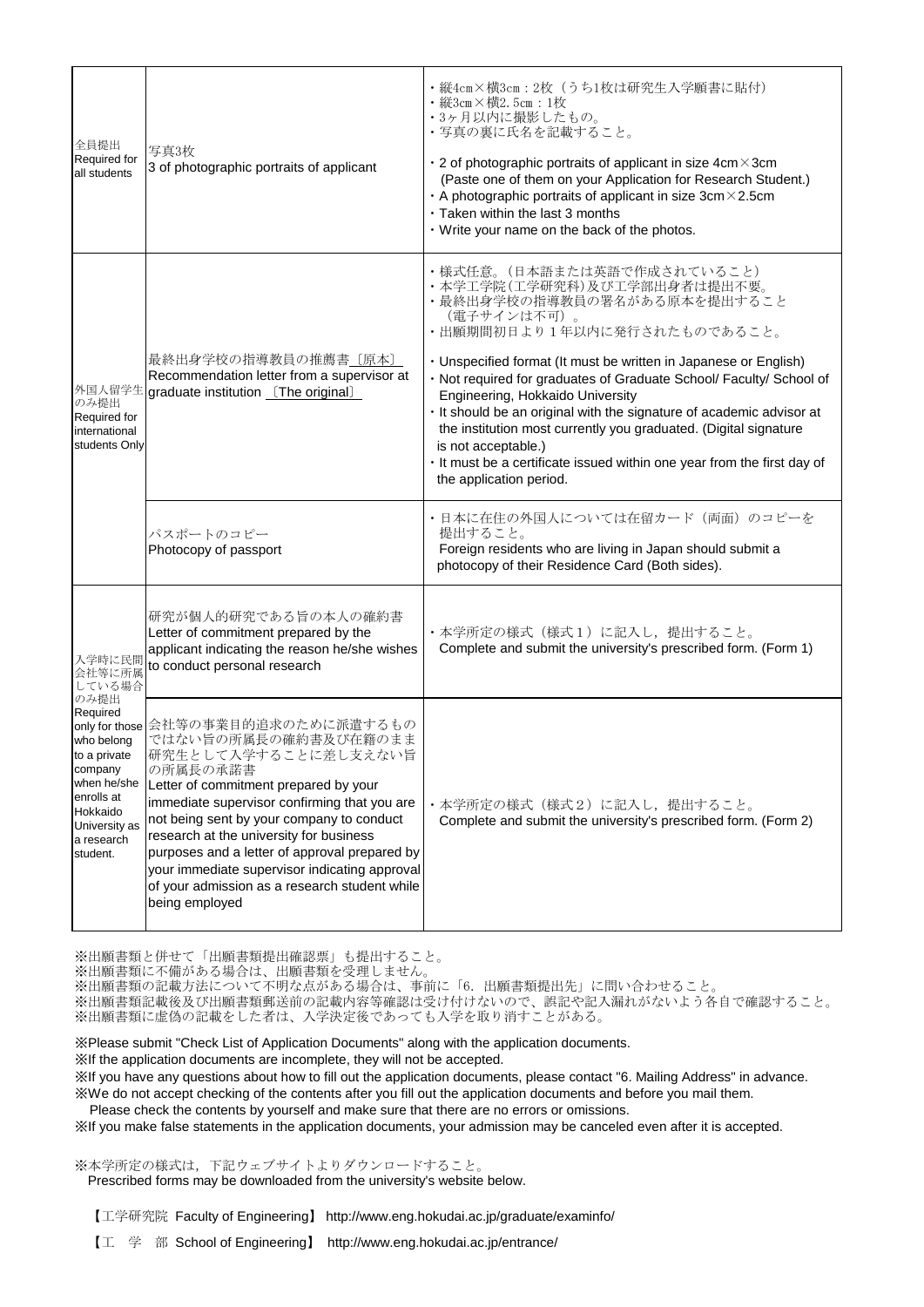| | | |
|---|---|---|
| 全員提出<br>Required for all students | 写真3枚<br>3 of photographic portraits of applicant | ・縦4cm×横3cm：2枚（うち1枚は研究生入学願書に貼付）<br>・縦3cm×横2.5cm：1枚<br>・3ヶ月以内に撮影したもの。<br>・写真の裏に氏名を記載すること。<br><br>・2 of photographic portraits of applicant in size 4cm×3cm<br>(Paste one of them on your Application for Research Student.)<br>・A photographic portraits of applicant in size 3cm×2.5cm<br>・Taken within the last 3 months<br>・Write your name on the back of the photos. |
| 外国人留学生のみ提出<br>Required for international students Only | 最終出身学校の指導教員の推薦書〔原本〕<br>Recommendation letter from a supervisor at graduate institution 〔The original〕 | ・様式任意。(日本語または英語で作成されていること)<br>・本学工学院(工学研究科)及び工学部出身者は提出不要。<br>・最終出身学校の指導教員の署名がある原本を提出すること（電子サインは不可）。<br>・出願期間初日より１年以内に発行されたものであること。<br><br>・Unspecified format (It must be written in Japanese or English)<br>・Not required for graduates of Graduate School/ Faculty/ School of Engineering, Hokkaido University<br>・It should be an original with the signature of academic advisor at the institution most currently you graduated. (Digital signature is not acceptable.)<br>・It must be a certificate issued within one year from the first day of the application period. |
| | パスポートのコピー<br>Photocopy of passport | ・日本に在住の外国人については在留カード（両面）のコピーを提出すること。<br>Foreign residents who are living in Japan should submit a photocopy of their Residence Card (Both sides). |
| 入学時に民間会社等に所属している場合のみ提出<br>Required only for those who belong to a private company when he/she enrolls at Hokkaido University as a research student. | 研究が個人的研究である旨の本人の確約書<br>Letter of commitment prepared by the applicant indicating the reason he/she wishes to conduct personal research | ・本学所定の様式（様式1）に記入し，提出すること。<br>Complete and submit the university's prescribed form. (Form 1) |
| | 会社等の事業目的追求のために派遣するものではない旨の所属長の確約書及び在籍のまま研究生として入学することに差し支えない旨の所属長の承諾書<br>Letter of commitment prepared by your immediate supervisor confirming that you are not being sent by your company to conduct research at the university for business purposes and a letter of approval prepared by your immediate supervisor indicating approval of your admission as a research student while being employed | ・本学所定の様式（様式2）に記入し，提出すること。<br>Complete and submit the university's prescribed form. (Form 2) |

※出願書類と併せて「出願書類提出確認票」も提出すること。
※出願書類に不備がある場合は、出願書類を受理しません。
※出願書類の記載方法について不明な点がある場合は、事前に「6. 出願書類提出先」に問い合わせること。
※出願書類記載後及び出願書類郵送前の記載内容等確認は受け付けないので、誤記や記入漏れがないよう各自で確認すること。
※出願書類に虚偽の記載をした者は、入学決定後であっても入学を取り消すことがある。

※Please submit "Check List of Application Documents" along with the application documents.
※If the application documents are incomplete, they will not be accepted.
※If you have any questions about how to fill out the application documents, please contact "6. Mailing Address" in advance.
※We do not accept checking of the contents after you fill out the application documents and before you mail them.
Please check the contents by yourself and make sure that there are no errors or omissions.
※If you make false statements in the application documents, your admission may be canceled even after it is accepted.

※本学所定の様式は，下記ウェブサイトよりダウンロードすること。
Prescribed forms may be downloaded from the university's website below.

【工学研究院 Faculty of Engineering】 http://www.eng.hokudai.ac.jp/graduate/examinfo/

【工　学　部 School of Engineering】 http://www.eng.hokudai.ac.jp/entrance/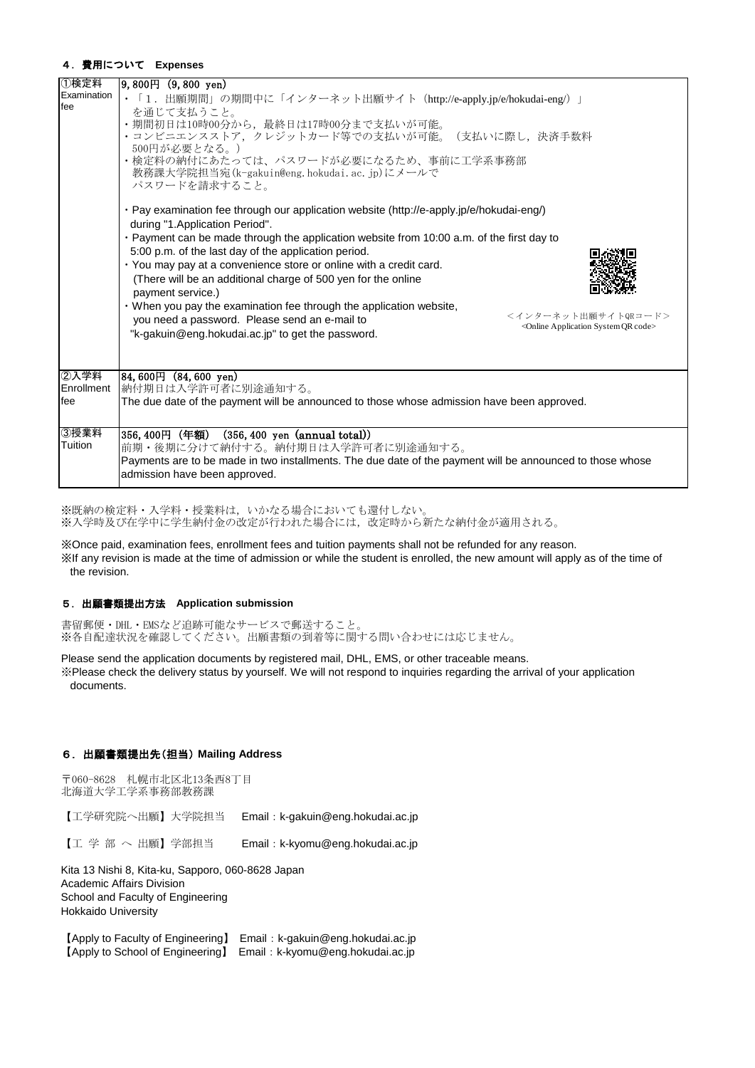#### 4．費用について　Expenses

| | |
|---|---|
| ①検定料 Examination fee | 9,800円（9,800 yen）<br>・「1．出願期間」の期間中に「インターネット出願サイト（http://e-apply.jp/e/hokudai-eng/）」を通じて支払うこと。<br>・期間初日は10時00分から，最終日は17時00分まで支払いが可能。<br>・コンビニエンスストア，クレジットカード等での支払いが可能。（支払いに際し，決済手数料500円が必要となる。）<br>・検定料の納付にあたっては、パスワードが必要になるため、事前に工学系事務部教務課大学院担当宛(k-gakuin@eng.hokudai.ac.jp)にメールでパスワードを請求すること。<br><br>・Pay examination fee through our application website (http://e-apply.jp/e/hokudai-eng/) during "1.Application Period".<br>・Payment can be made through the application website from 10:00 a.m. of the first day to 5:00 p.m. of the last day of the application period.<br>・You may pay at a convenience store or online with a credit card. (There will be an additional charge of 500 yen for the online payment service.)<br>・When you pay the examination fee through the application website, you need a password. Please send an e-mail to "k-gakuin@eng.hokudai.ac.jp" to get the password.<br><br>＜インターネット出願サイトQRコード＞<br><Online Application System QR code> |
| ②入学料 Enrollment fee | 84,600円（84,600 yen）<br>納付期日は入学許可者に別途通知する。<br>The due date of the payment will be announced to those whose admission have been approved. |
| ③授業料 Tuition | 356,400円（年額）（356,400 yen (annual total)）<br>前期・後期に分けて納付する。納付期日は入学許可者に別途通知する。<br>Payments are to be made in two installments. The due date of the payment will be announced to those whose admission have been approved. |

※既納の検定料・入学料・授業料は，いかなる場合においても還付しない。
※入学時及び在学中に学生納付金の改定が行われた場合には，改定時から新たな納付金が適用される。

※Once paid, examination fees, enrollment fees and tuition payments shall not be refunded for any reason.
※If any revision is made at the time of admission or while the student is enrolled, the new amount will apply as of the time of the revision.

#### 5．出願書類提出方法　Application submission

書留郵便・DHL・EMSなど追跡可能なサービスで郵送すること。
※各自配達状況を確認してください。出願書類の到着等に関する問い合わせには応じません。

Please send the application documents by registered mail, DHL, EMS, or other traceable means.
※Please check the delivery status by yourself. We will not respond to inquiries regarding the arrival of your application documents.

#### 6．出願書類提出先（担当）Mailing Address

〒060-8628　札幌市北区北13条西8丁目
北海道大学工学系事務部教務課

【工学研究院へ出願】大学院担当　Email：k-gakuin@eng.hokudai.ac.jp

【工 学 部 へ 出願】学部担当　Email：k-kyomu@eng.hokudai.ac.jp

Kita 13 Nishi 8, Kita-ku, Sapporo, 060-8628 Japan
Academic Affairs Division
School and Faculty of Engineering
Hokkaido University

【Apply to Faculty of Engineering】 Email：k-gakuin@eng.hokudai.ac.jp
【Apply to School of Engineering】 Email：k-kyomu@eng.hokudai.ac.jp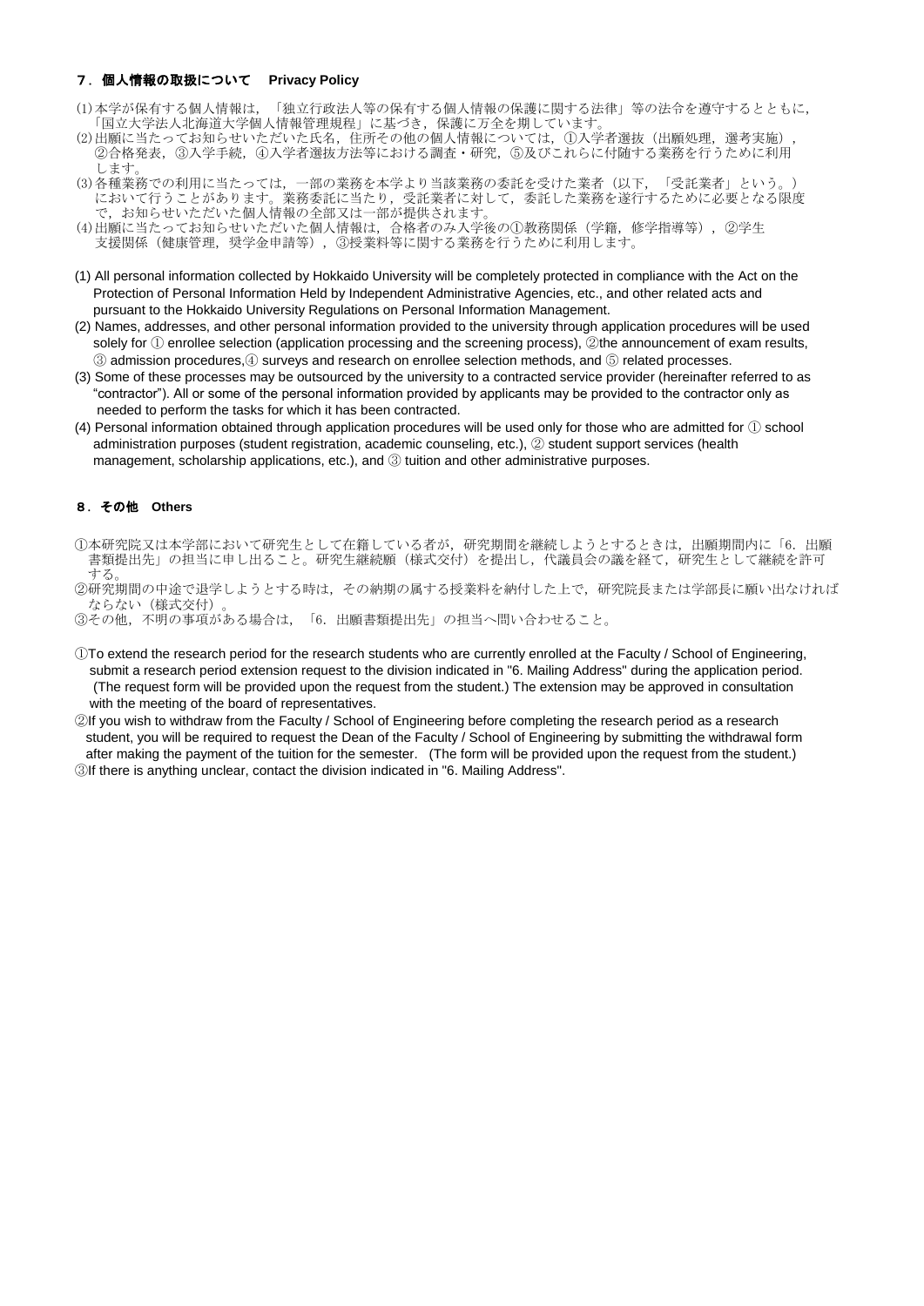## ７．個人情報の取扱について　Privacy Policy

(1) 本学が保有する個人情報は，「独立行政法人等の保有する個人情報の保護に関する法律」等の法令を遵守するとともに，「国立大学法人北海道大学個人情報管理規程」に基づき，保護に万全を期しています。
(2) 出願に当たってお知らせいただいた氏名，住所その他の個人情報については，①入学者選抜（出願処理，選考実施），②合格発表，③入学手続，④入学者選抜方法等における調査・研究，⑤及びこれらに付随する業務を行うために利用します。
(3) 各種業務での利用に当たっては，一部の業務を本学より当該業務の委託を受けた業者（以下，「受託業者」という。）において行うことがあります。業務委託に当たり，受託業者に対して，委託した業務を遂行するために必要となる限度で，お知らせいただいた個人情報の全部又は一部が提供されます。
(4) 出願に当たってお知らせいただいた個人情報は，合格者のみ入学後の①教務関係（学籍，修学指導等），②学生支援関係（健康管理，奨学金申請等），③授業料等に関する業務を行うために利用します。

(1) All personal information collected by Hokkaido University will be completely protected in compliance with the Act on the Protection of Personal Information Held by Independent Administrative Agencies, etc., and other related acts and pursuant to the Hokkaido University Regulations on Personal Information Management.
(2) Names, addresses, and other personal information provided to the university through application procedures will be used solely for ① enrollee selection (application processing and the screening process), ②the announcement of exam results, ③ admission procedures,④ surveys and research on enrollee selection methods, and ⑤ related processes.
(3) Some of these processes may be outsourced by the university to a contracted service provider (hereinafter referred to as "contractor"). All or some of the personal information provided by applicants may be provided to the contractor only as needed to perform the tasks for which it has been contracted.
(4) Personal information obtained through application procedures will be used only for those who are admitted for ① school administration purposes (student registration, academic counseling, etc.), ② student support services (health management, scholarship applications, etc.), and ③ tuition and other administrative purposes.

## ８．その他　Others

①本研究院又は本学部において研究生として在籍している者が，研究期間を継続しようとするときは，出願期間内に「6．出願書類提出先」の担当に申し出ること。研究生継続願（様式交付）を提出し，代議員会の議を経て，研究生として継続を許可する。
②研究期間の中途で退学しようとする時は，その納期の属する授業料を納付した上で，研究院長または学部長に願い出なければならない（様式交付）。
③その他，不明の事項がある場合は，「6．出願書類提出先」の担当へ問い合わせること。

①To extend the research period for the research students who are currently enrolled at the Faculty / School of Engineering, submit a research period extension request to the division indicated in "6. Mailing Address" during the application period. (The request form will be provided upon the request from the student.) The extension may be approved in consultation with the meeting of the board of representatives.
②If you wish to withdraw from the Faculty / School of Engineering before completing the research period as a research student, you will be required to request the Dean of the Faculty / School of Engineering by submitting the withdrawal form after making the payment of the tuition for the semester. (The form will be provided upon the request from the student.)
③If there is anything unclear, contact the division indicated in "6. Mailing Address".